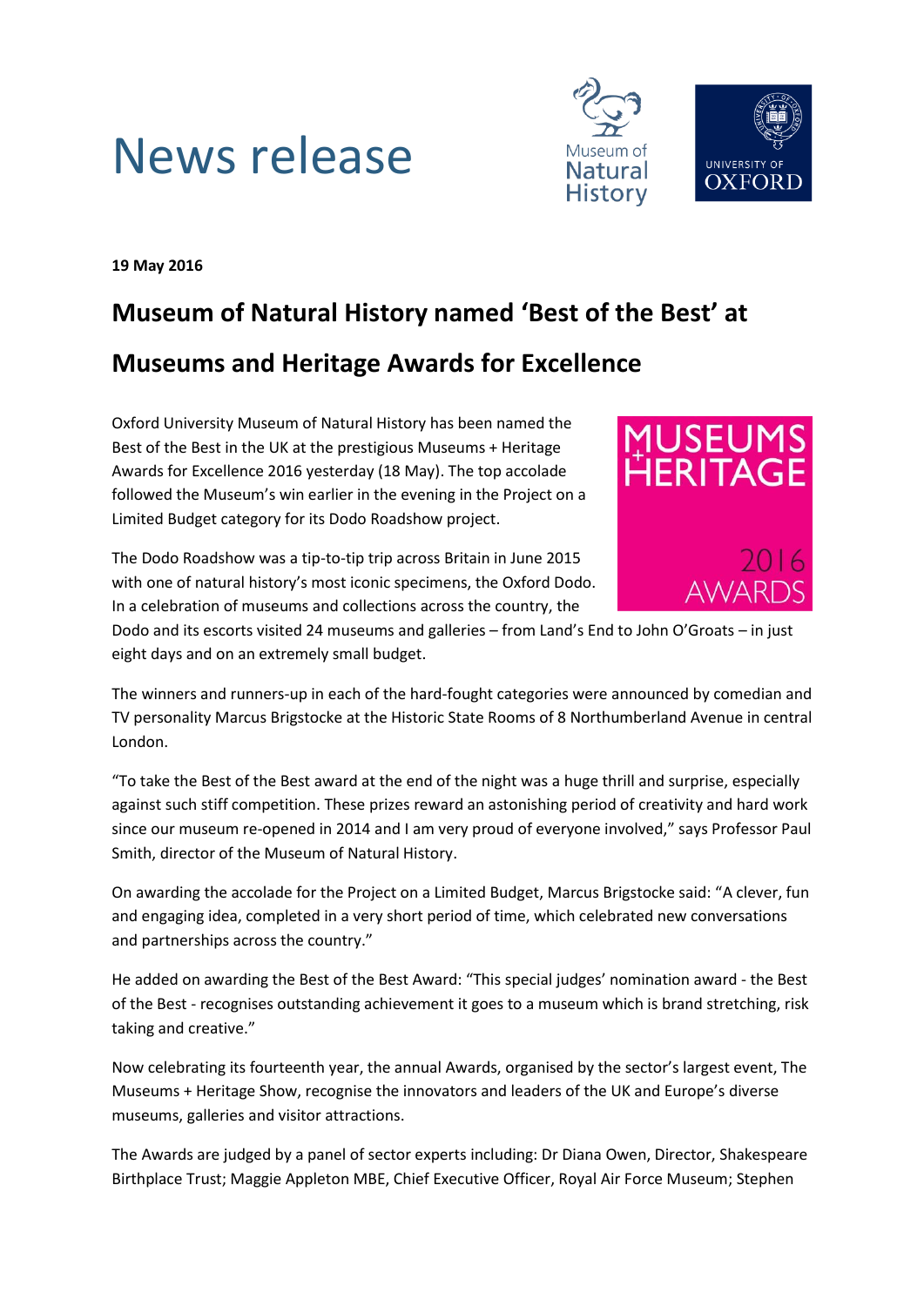# News release

**19 May 2016**

## Museum of Natural History named 'Best of the Best' at Museums and Heritage Awards for Excellence

Oxford University Museum of Natural History has been named the Best of the Best in the UK at the prestigious Museums + Heritage Awards for Excellence 2016 yesterday (18 May). The top accolade followed the Museum's win earlier in the evening in the Project on a Limited Budget category for its Dodo Roadshow project.

The Dodo Roadshow was a tip-to-tip trip across Britain in June 2015 with one of natural history's most iconic specimens, the Oxford Dodo. In a celebration of museums and collections across the country, the Dodo and its escorts visited 24 museums and galleries – from Land's End to John O'Groats – in just eight days and on an extremely small budget.

The winners and runners-up in each of the hard-fought categories were announced by comedian and TV personality Marcus Brigstocke at the Historic State Rooms of 8 Northumberland Avenue in central London.

"To take the Best of the Best award at the end of the night was a huge thrill and surprise, especially against such stiff competition. These prizes reward an astonishing period of creativity and hard work since our museum re-opened in 2014 and I am very proud of everyone involved," says Professor Paul Smith, director of the Museum of Natural History.

On awarding the accolade for the Project on a Limited Budget, Marcus Brigstocke said: "A clever, fun and engaging idea, completed in a very short period of time, which celebrated new conversations and partnerships across the country."

He added on awarding the Best of the Best Award: "This special judges' nomination award - the Best of the Best - recognises outstanding achievement it goes to a museum which is brand stretching, risk taking and creative."

Now celebrating its fourteenth year, the annual Awards, organised by the sector's largest event, The Museums + Heritage Show, recognise the innovators and leaders of the UK and Europe's diverse museums, galleries and visitor attractions.

The Awards are judged by a panel of sector experts including: Dr Diana Owen, Director, Shakespeare Birthplace Trust; Maggie Appleton MBE, Chief Executive Officer, Royal Air Force Museum; Stephen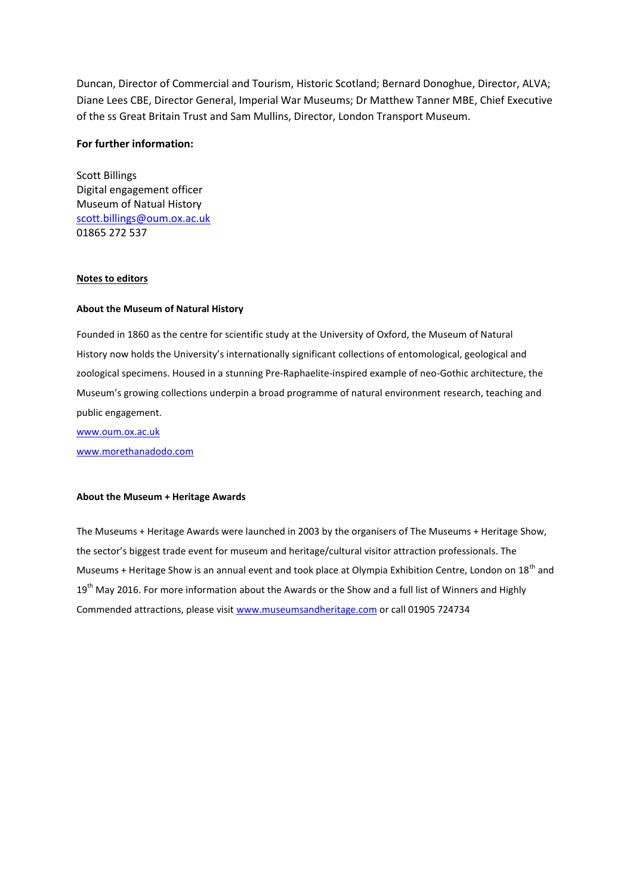Duncan, Director of Commercial and Tourism, Historic Scotland; Bernard Donoghue, Director, ALVA; Diane Lees CBE, Director General, Imperial War Museums; Dr Matthew Tanner MBE, Chief Executive of the ss Great Britain Trust and Sam Mullins, Director, London Transport Museum.

**For further information:**

Scott Billings
Digital engagement officer
Museum of Natual History
scott.billings@oum.ox.ac.uk
01865 272 537

**Notes to editors**

**About the Museum of Natural History**

Founded in 1860 as the centre for scientific study at the University of Oxford, the Museum of Natural History now holds the University's internationally significant collections of entomological, geological and zoological specimens. Housed in a stunning Pre-Raphaelite-inspired example of neo-Gothic architecture, the Museum's growing collections underpin a broad programme of natural environment research, teaching and public engagement.

www.oum.ox.ac.uk

www.morethanadodo.com

**About the Museum + Heritage Awards**

The Museums + Heritage Awards were launched in 2003 by the organisers of The Museums + Heritage Show, the sector's biggest trade event for museum and heritage/cultural visitor attraction professionals. The Museums + Heritage Show is an annual event and took place at Olympia Exhibition Centre, London on 18th and 19th May 2016. For more information about the Awards or the Show and a full list of Winners and Highly Commended attractions, please visit www.museumsandheritage.com or call 01905 724734